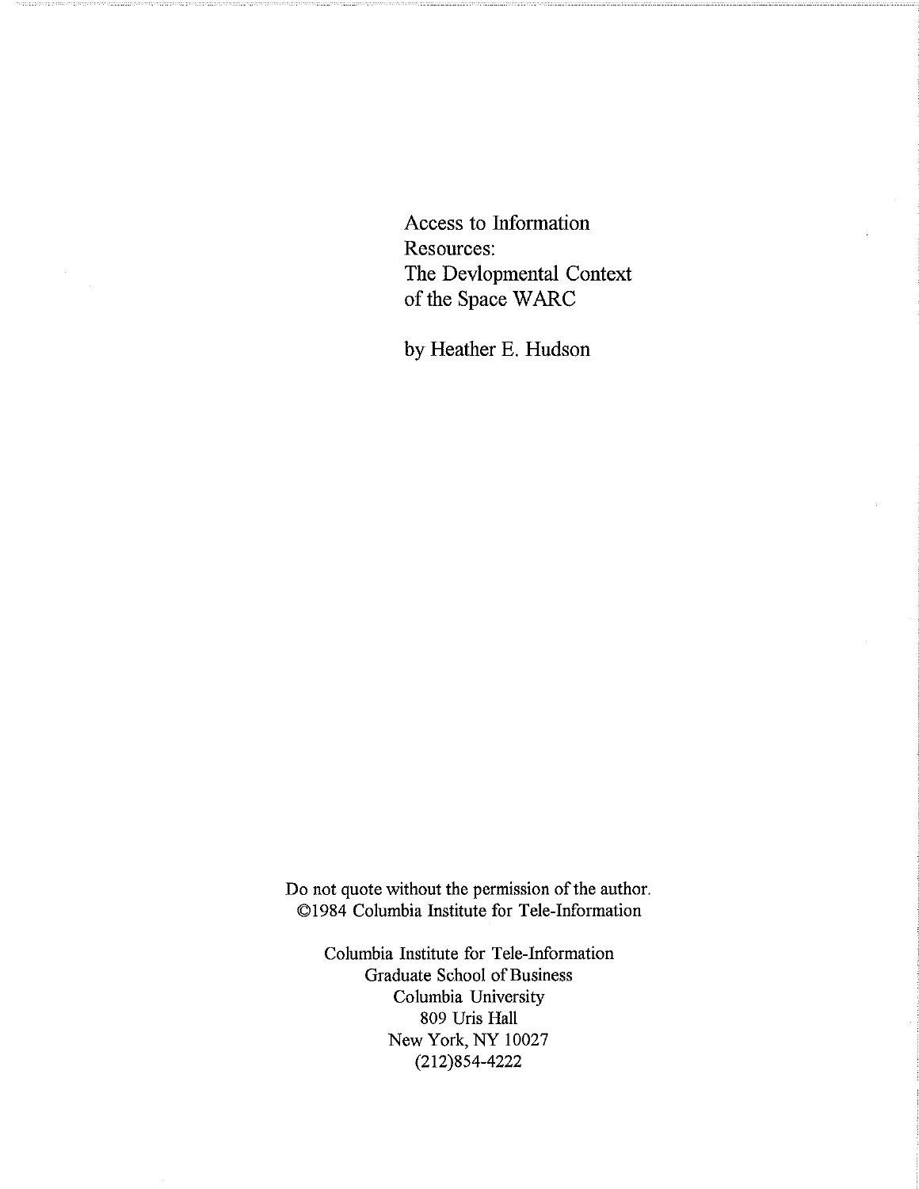# Access to Information Resources: The Devlopmental Context of the Space WARC

by Heather E. Hudson

Do not quote without the permission of the author.
©1984 Columbia Institute for Tele-Information

Columbia Institute for Tele-Information
Graduate School of Business
Columbia University
809 Uris Hall
New York, NY 10027
(212)854-4222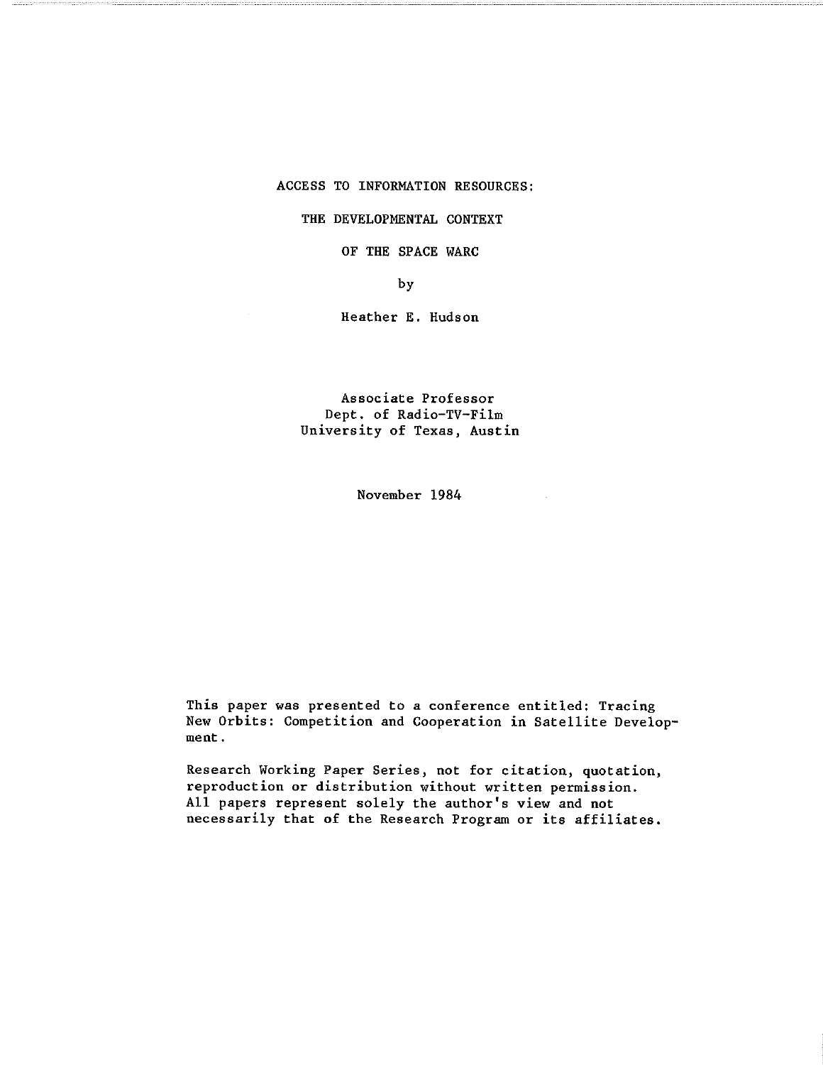# ACCESS TO INFORMATION RESOURCES:

# THE DEVELOPMENTAL CONTEXT

# OF THE SPACE WARC

by

Heather E. Hudson

Associate Professor
Dept. of Radio-TV-Film
University of Texas, Austin

November 1984

This paper was presented to a conference entitled: Tracing New Orbits: Competition and Cooperation in Satellite Development.

Research Working Paper Series, not for citation, quotation, reproduction or distribution without written permission. All papers represent solely the author's view and not necessarily that of the Research Program or its affiliates.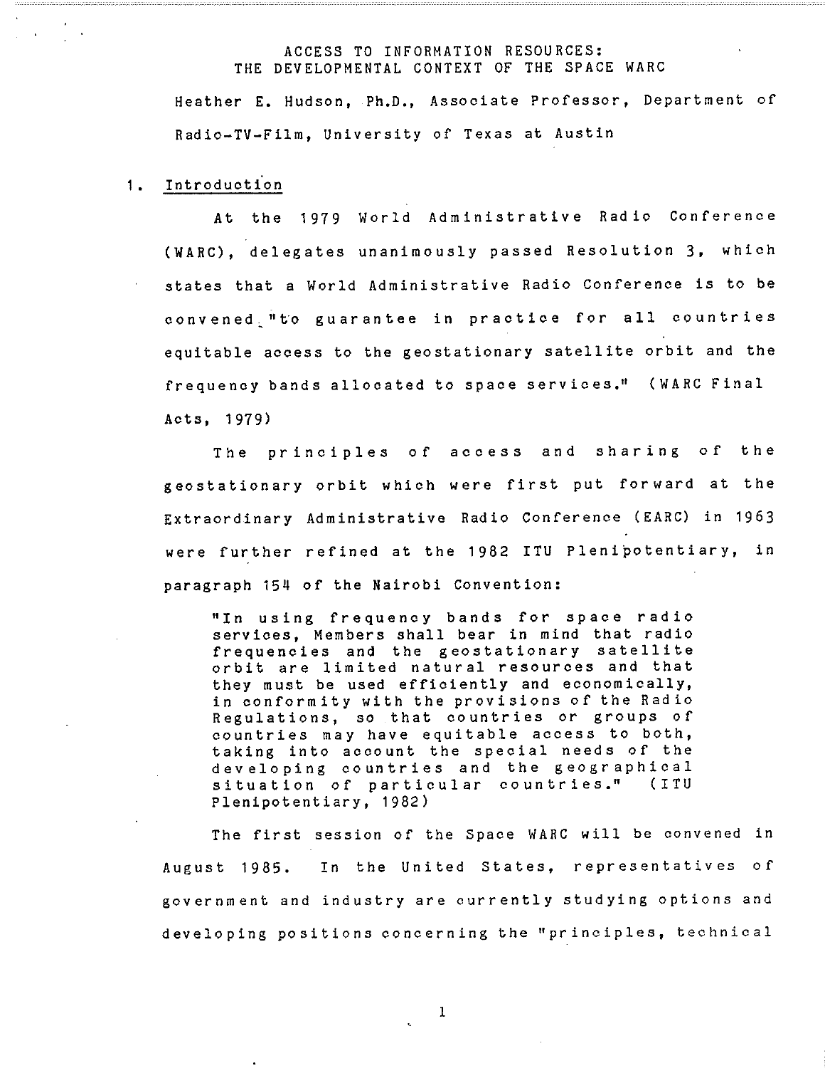# ACCESS TO INFORMATION RESOURCES: THE DEVELOPMENTAL CONTEXT OF THE SPACE WARC

Heather E. Hudson, Ph.D., Associate Professor, Department of Radio-TV-Film, University of Texas at Austin

## 1. Introduction

At the 1979 World Administrative Radio Conference (WARC), delegates unanimously passed Resolution 3, which states that a World Administrative Radio Conference is to be convened "to guarantee in practice for all countries equitable access to the geostationary satellite orbit and the frequency bands allocated to space services." (WARC Final Acts, 1979)

The principles of access and sharing of the geostationary orbit which were first put forward at the Extraordinary Administrative Radio Conference (EARC) in 1963 were further refined at the 1982 ITU Plenipotentiary, in paragraph 154 of the Nairobi Convention:

> "In using frequency bands for space radio services, Members shall bear in mind that radio frequencies and the geostationary satellite orbit are limited natural resources and that they must be used efficiently and economically, in conformity with the provisions of the Radio Regulations, so that countries or groups of countries may have equitable access to both, taking into account the special needs of the developing countries and the geographical situation of particular countries." (ITU Plenipotentiary, 1982)

The first session of the Space WARC will be convened in August 1985. In the United States, representatives of government and industry are currently studying options and developing positions concerning the "principles, technical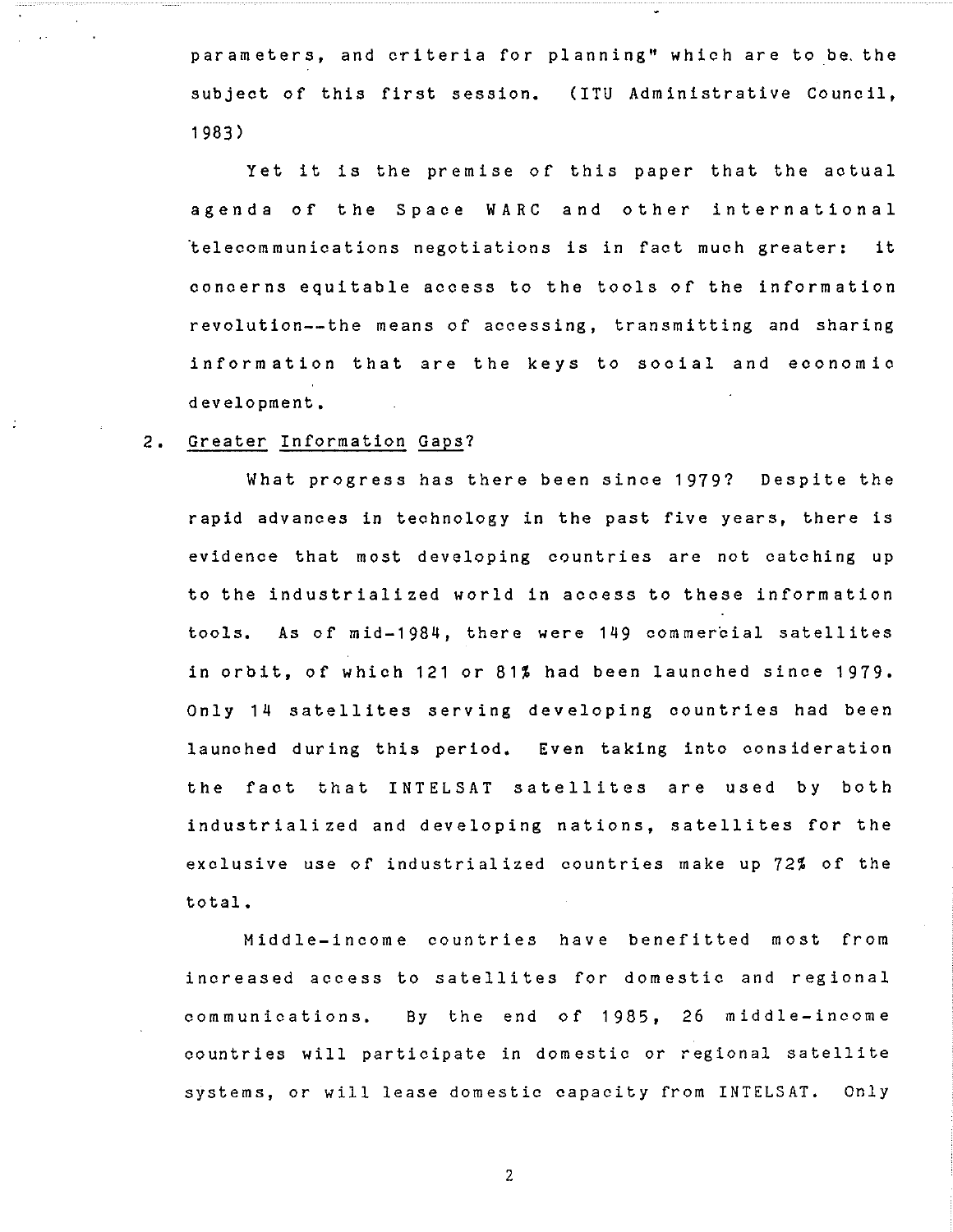parameters, and criteria for planning" which are to be the subject of this first session. (ITU Administrative Council, 1983)

Yet it is the premise of this paper that the actual agenda of the Space WARC and other international telecommunications negotiations is in fact much greater: it concerns equitable access to the tools of the information revolution--the means of accessing, transmitting and sharing information that are the keys to social and economic development.

## 2. Greater Information Gaps?

What progress has there been since 1979? Despite the rapid advances in technology in the past five years, there is evidence that most developing countries are not catching up to the industrialized world in access to these information tools. As of mid-1984, there were 149 commercial satellites in orbit, of which 121 or 81% had been launched since 1979. Only 14 satellites serving developing countries had been launched during this period. Even taking into consideration the fact that INTELSAT satellites are used by both industrialized and developing nations, satellites for the exclusive use of industrialized countries make up 72% of the total.

Middle-income countries have benefitted most from increased access to satellites for domestic and regional communications. By the end of 1985, 26 middle-income countries will participate in domestic or regional satellite systems, or will lease domestic capacity from INTELSAT. Only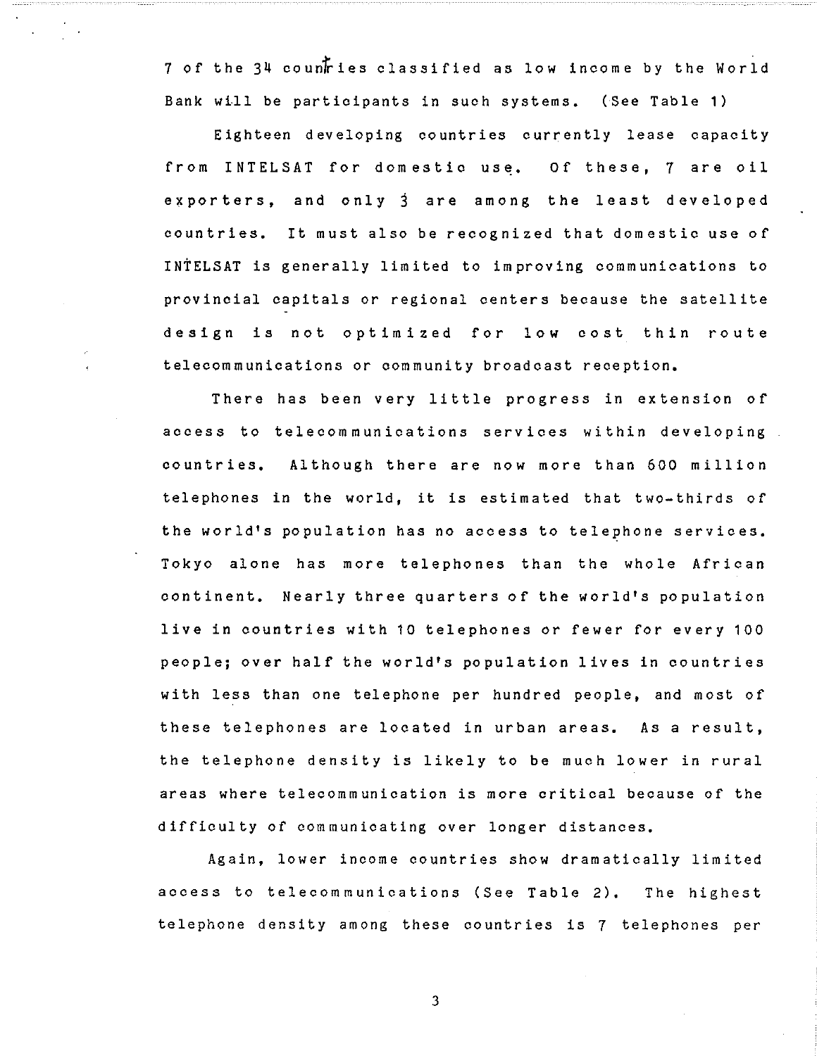7 of the 34 countries classified as low income by the World Bank will be participants in such systems. (See Table 1)

Eighteen developing countries currently lease capacity from INTELSAT for domestic use. Of these, 7 are oil exporters, and only 3 are among the least developed countries. It must also be recognized that domestic use of INTELSAT is generally limited to improving communications to provincial capitals or regional centers because the satellite design is not optimized for low cost thin route telecommunications or community broadcast reception.

There has been very little progress in extension of access to telecommunications services within developing countries. Although there are now more than 600 million telephones in the world, it is estimated that two-thirds of the world's population has no access to telephone services. Tokyo alone has more telephones than the whole African continent. Nearly three quarters of the world's population live in countries with 10 telephones or fewer for every 100 people; over half the world's population lives in countries with less than one telephone per hundred people, and most of these telephones are located in urban areas. As a result, the telephone density is likely to be much lower in rural areas where telecommunication is more critical because of the difficulty of communicating over longer distances.

Again, lower income countries show dramatically limited access to telecommunications (See Table 2). The highest telephone density among these countries is 7 telephones per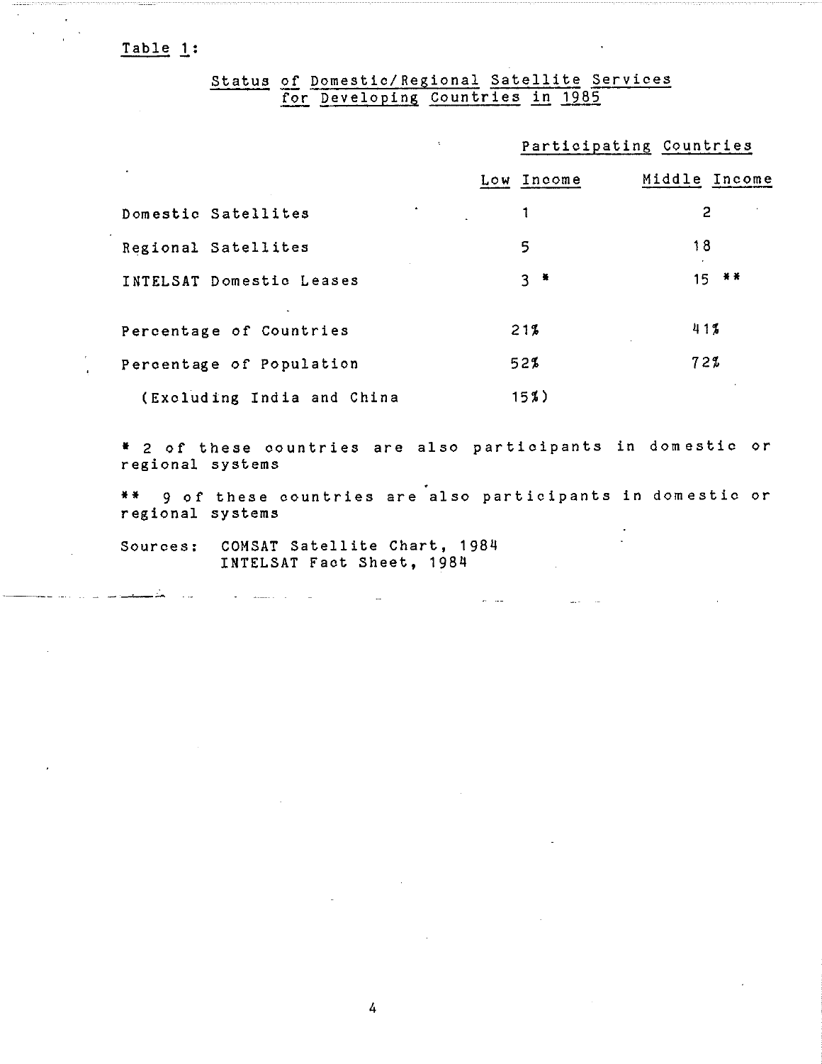Table 1:

**Status of Domestic/Regional Satellite Services for Developing Countries in 1985**

| | Participating Countries | |
|---|---|---|
| | Low Income | Middle Income |
| Domestic Satellites | 1 | 2 |
| Regional Satellites | 5 | 18 |
| INTELSAT Domestic Leases | 3 * | 15 ** |
| Percentage of Countries | 21% | 41% |
| Percentage of Population | 52% | 72% |
| (Excluding India and China | 15%) | |

* 2 of these countries are also participants in domestic or regional systems

** 9 of these countries are also participants in domestic or regional systems

Sources: COMSAT Satellite Chart, 1984
INTELSAT Fact Sheet, 1984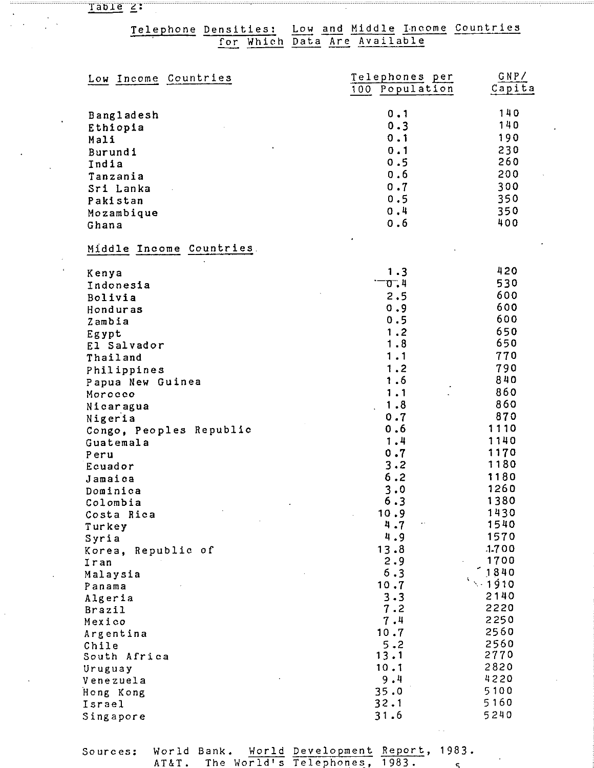Table 2:

## Telephone Densities: Low and Middle Income Countries for Which Data Are Available

| Low Income Countries | Telephones per 100 Population | GNP/ Capita |
|---|---|---|
| Bangladesh | 0.1 | 140 |
| Ethiopia | 0.3 | 140 |
| Mali | 0.1 | 190 |
| Burundi | 0.1 | 230 |
| India | 0.5 | 260 |
| Tanzania | 0.6 | 200 |
| Sri Lanka | 0.7 | 300 |
| Pakistan | 0.5 | 350 |
| Mozambique | 0.4 | 350 |
| Ghana | 0.6 | 400 |
| **Middle Income Countries** | | |
| Kenya | 1.3 | 420 |
| Indonesia | 0.4 | 530 |
| Bolivia | 2.5 | 600 |
| Honduras | 0.9 | 600 |
| Zambia | 0.5 | 600 |
| Egypt | 1.2 | 650 |
| El Salvador | 1.8 | 650 |
| Thailand | 1.1 | 770 |
| Philippines | 1.2 | 790 |
| Papua New Guinea | 1.6 | 840 |
| Morocco | 1.1 | 860 |
| Nicaragua | 1.8 | 860 |
| Nigeria | 0.7 | 870 |
| Congo, Peoples Republic | 0.6 | 1110 |
| Guatemala | 1.4 | 1140 |
| Peru | 0.7 | 1170 |
| Ecuador | 3.2 | 1180 |
| Jamaica | 6.2 | 1180 |
| Dominica | 3.0 | 1260 |
| Colombia | 6.3 | 1380 |
| Costa Rica | 10.9 | 1430 |
| Turkey | 4.7 | 1540 |
| Syria | 4.9 | 1570 |
| Korea, Republic of | 13.8 | 1700 |
| Iran | 2.9 | 1700 |
| Malaysia | 6.3 | 1840 |
| Panama | 10.7 | 1910 |
| Algeria | 3.3 | 2140 |
| Brazil | 7.2 | 2220 |
| Mexico | 7.4 | 2250 |
| Argentina | 10.7 | 2560 |
| Chile | 5.2 | 2560 |
| South Africa | 13.1 | 2770 |
| Uruguay | 10.1 | 2820 |
| Venezuela | 9.4 | 4220 |
| Hong Kong | 35.0 | 5100 |
| Israel | 32.1 | 5160 |
| Singapore | 31.6 | 5240 |

Sources: World Bank. World Development Report, 1983.
AT&T. The World's Telephones, 1983.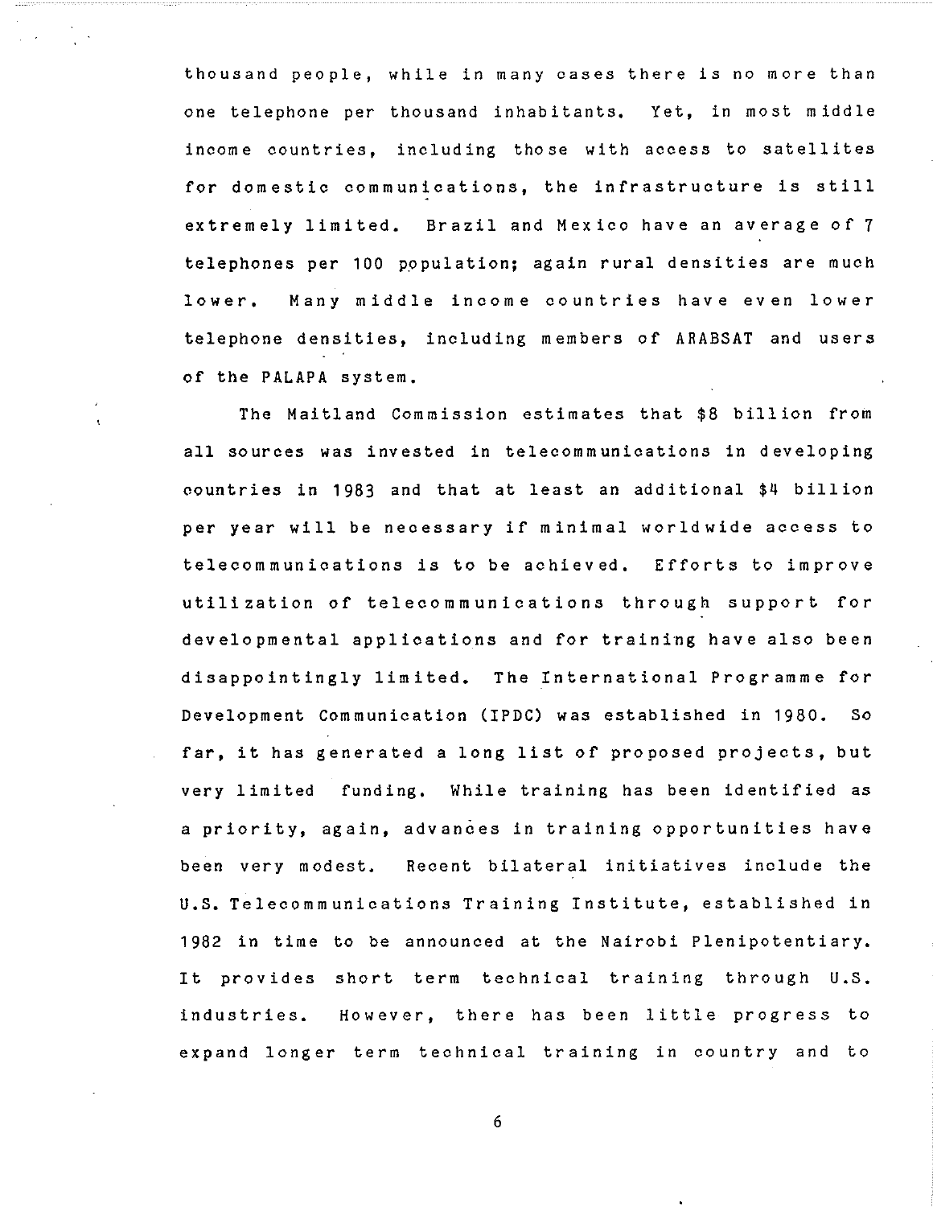thousand people, while in many cases there is no more than one telephone per thousand inhabitants. Yet, in most middle income countries, including those with access to satellites for domestic communications, the infrastructure is still extremely limited. Brazil and Mexico have an average of 7 telephones per 100 population; again rural densities are much lower. Many middle income countries have even lower telephone densities, including members of ARABSAT and users of the PALAPA system.

The Maitland Commission estimates that $8 billion from all sources was invested in telecommunications in developing countries in 1983 and that at least an additional $4 billion per year will be necessary if minimal worldwide access to telecommunications is to be achieved. Efforts to improve utilization of telecommunications through support for developmental applications and for training have also been disappointingly limited. The International Programme for Development Communication (IPDC) was established in 1980. So far, it has generated a long list of proposed projects, but very limited funding. While training has been identified as a priority, again, advances in training opportunities have been very modest. Recent bilateral initiatives include the U.S. Telecommunications Training Institute, established in 1982 in time to be announced at the Nairobi Plenipotentiary. It provides short term technical training through U.S. industries. However, there has been little progress to expand longer term technical training in country and to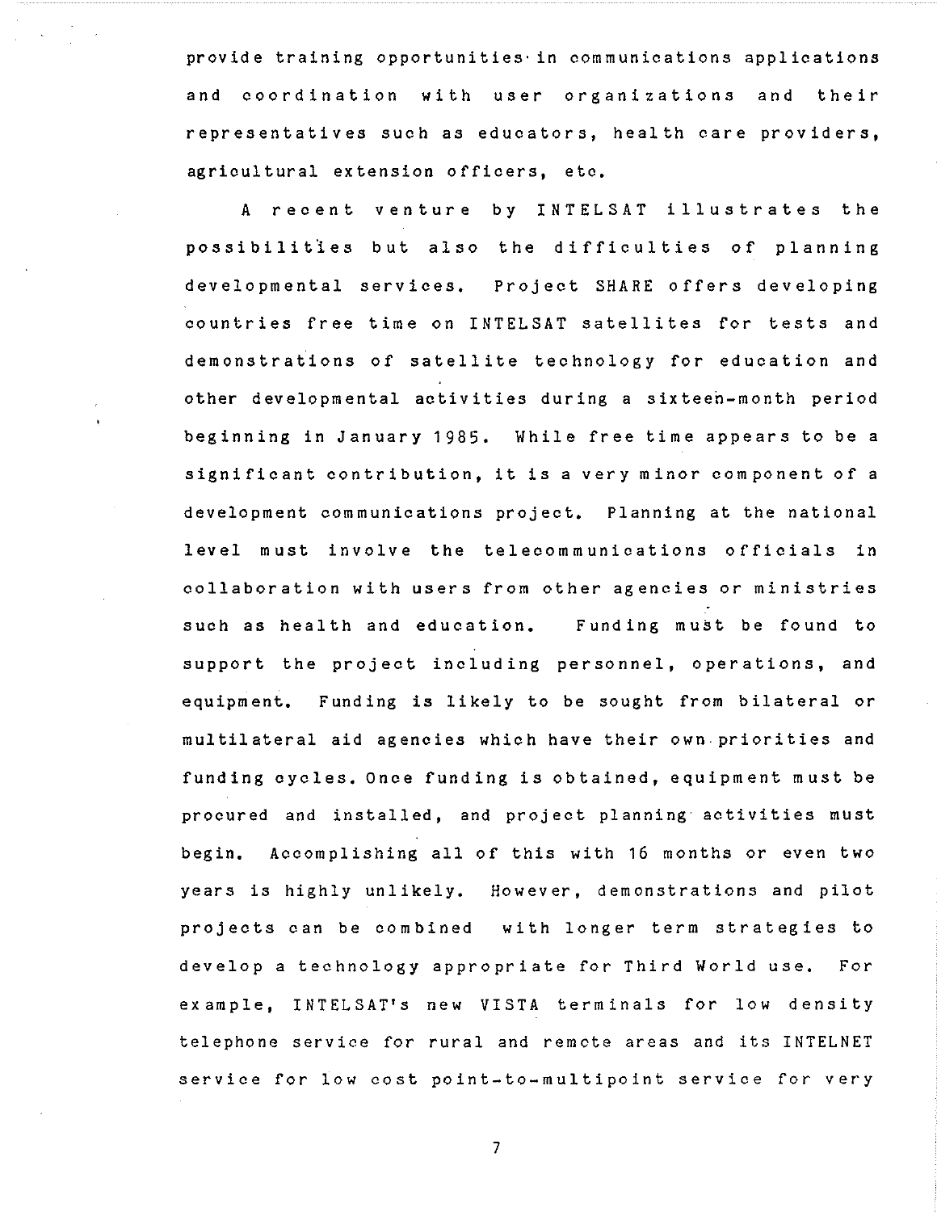provide training opportunities in communications applications and coordination with user organizations and their representatives such as educators, health care providers, agricultural extension officers, etc.

A recent venture by INTELSAT illustrates the possibilities but also the difficulties of planning developmental services. Project SHARE offers developing countries free time on INTELSAT satellites for tests and demonstrations of satellite technology for education and other developmental activities during a sixteen-month period beginning in January 1985. While free time appears to be a significant contribution, it is a very minor component of a development communications project. Planning at the national level must involve the telecommunications officials in collaboration with users from other agencies or ministries such as health and education. Funding must be found to support the project including personnel, operations, and equipment. Funding is likely to be sought from bilateral or multilateral aid agencies which have their own priorities and funding cycles. Once funding is obtained, equipment must be procured and installed, and project planning activities must begin. Accomplishing all of this with 16 months or even two years is highly unlikely. However, demonstrations and pilot projects can be combined with longer term strategies to develop a technology appropriate for Third World use. For example, INTELSAT's new VISTA terminals for low density telephone service for rural and remote areas and its INTELNET service for low cost point-to-multipoint service for very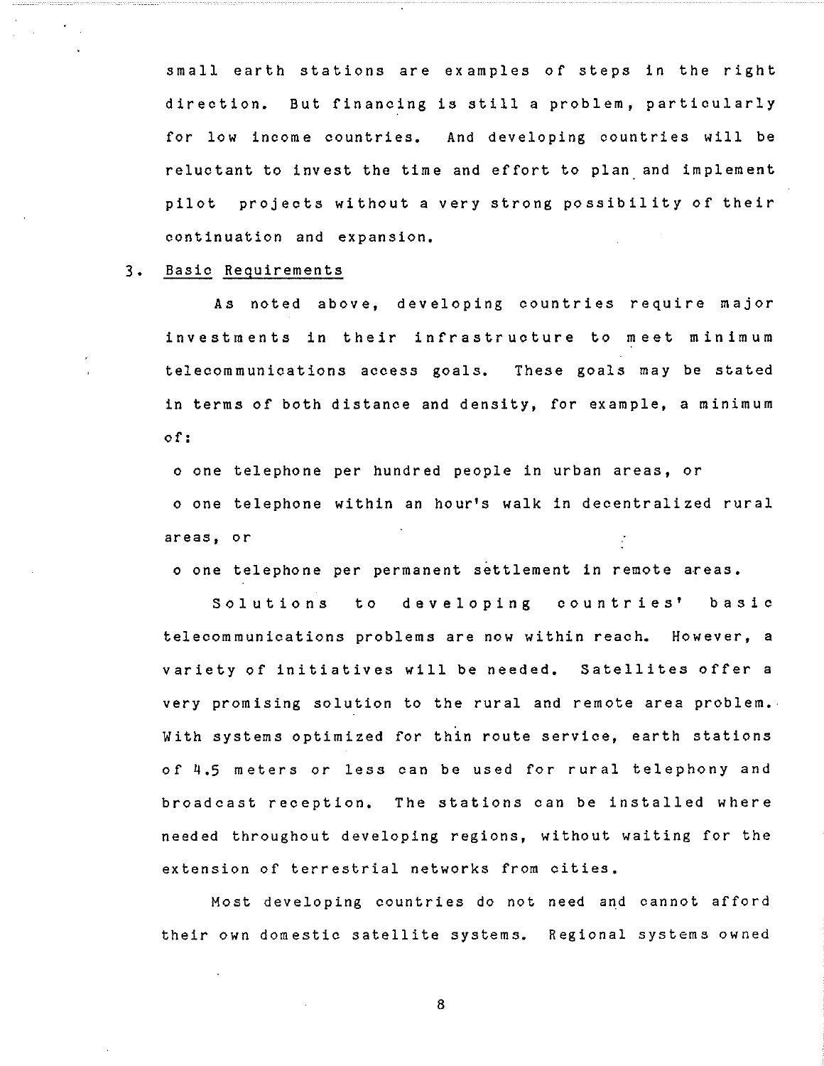small earth stations are examples of steps in the right direction. But financing is still a problem, particularly for low income countries. And developing countries will be reluctant to invest the time and effort to plan and implement pilot projects without a very strong possibility of their continuation and expansion.

3. Basic Requirements

As noted above, developing countries require major investments in their infrastructure to meet minimum telecommunications access goals. These goals may be stated in terms of both distance and density, for example, a minimum of:

- one telephone per hundred people in urban areas, or
- one telephone within an hour's walk in decentralized rural areas, or
- one telephone per permanent settlement in remote areas.

Solutions to developing countries' basic telecommunications problems are now within reach. However, a variety of initiatives will be needed. Satellites offer a very promising solution to the rural and remote area problem. With systems optimized for thin route service, earth stations of 4.5 meters or less can be used for rural telephony and broadcast reception. The stations can be installed where needed throughout developing regions, without waiting for the extension of terrestrial networks from cities.

Most developing countries do not need and cannot afford their own domestic satellite systems. Regional systems owned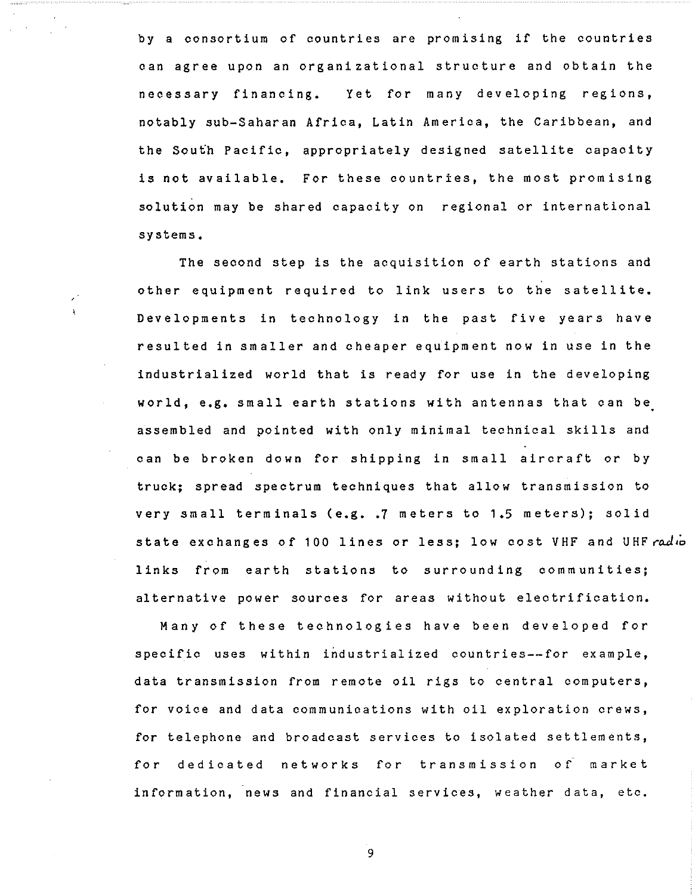by a consortium of countries are promising if the countries can agree upon an organizational structure and obtain the necessary financing. Yet for many developing regions, notably sub-Saharan Africa, Latin America, the Caribbean, and the South Pacific, appropriately designed satellite capacity is not available. For these countries, the most promising solution may be shared capacity on regional or international systems.

The second step is the acquisition of earth stations and other equipment required to link users to the satellite. Developments in technology in the past five years have resulted in smaller and cheaper equipment now in use in the industrialized world that is ready for use in the developing world, e.g. small earth stations with antennas that can be assembled and pointed with only minimal technical skills and can be broken down for shipping in small aircraft or by truck; spread spectrum techniques that allow transmission to very small terminals (e.g. .7 meters to 1.5 meters); solid state exchanges of 100 lines or less; low cost VHF and UHF radio links from earth stations to surrounding communities; alternative power sources for areas without electrification.

Many of these technologies have been developed for specific uses within industrialized countries--for example, data transmission from remote oil rigs to central computers, for voice and data communications with oil exploration crews, for telephone and broadcast services to isolated settlements, for dedicated networks for transmission of market information, news and financial services, weather data, etc.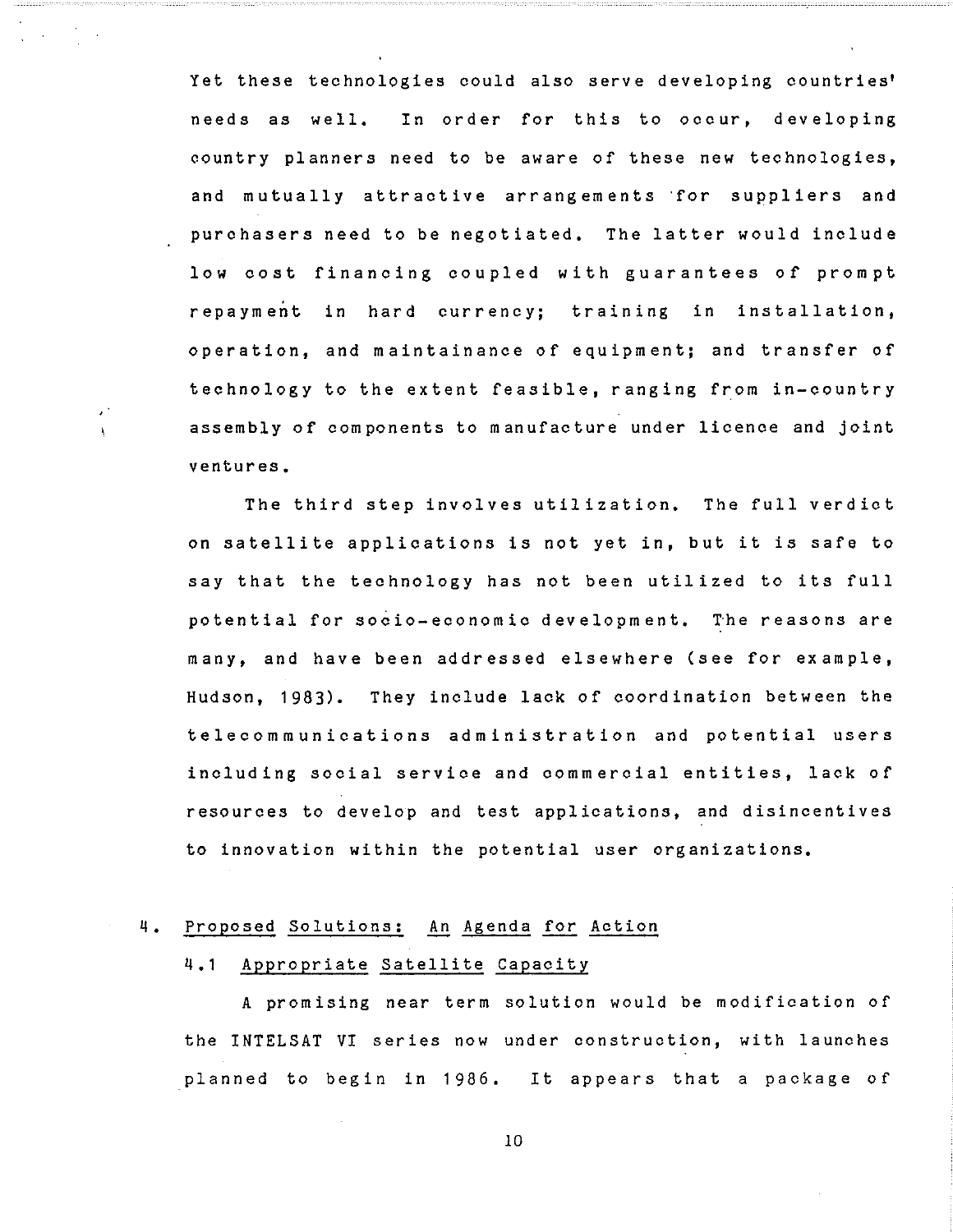Yet these technologies could also serve developing countries' needs as well. In order for this to occur, developing country planners need to be aware of these new technologies, and mutually attractive arrangements for suppliers and purchasers need to be negotiated. The latter would include low cost financing coupled with guarantees of prompt repayment in hard currency; training in installation, operation, and maintainance of equipment; and transfer of technology to the extent feasible, ranging from in-country assembly of components to manufacture under licence and joint ventures.

The third step involves utilization. The full verdict on satellite applications is not yet in, but it is safe to say that the technology has not been utilized to its full potential for socio-economic development. The reasons are many, and have been addressed elsewhere (see for example, Hudson, 1983). They include lack of coordination between the telecommunications administration and potential users including social service and commercial entities, lack of resources to develop and test applications, and disincentives to innovation within the potential user organizations.

## 4. Proposed Solutions: An Agenda for Action

### 4.1 Appropriate Satellite Capacity

A promising near term solution would be modification of the INTELSAT VI series now under construction, with launches planned to begin in 1986. It appears that a package of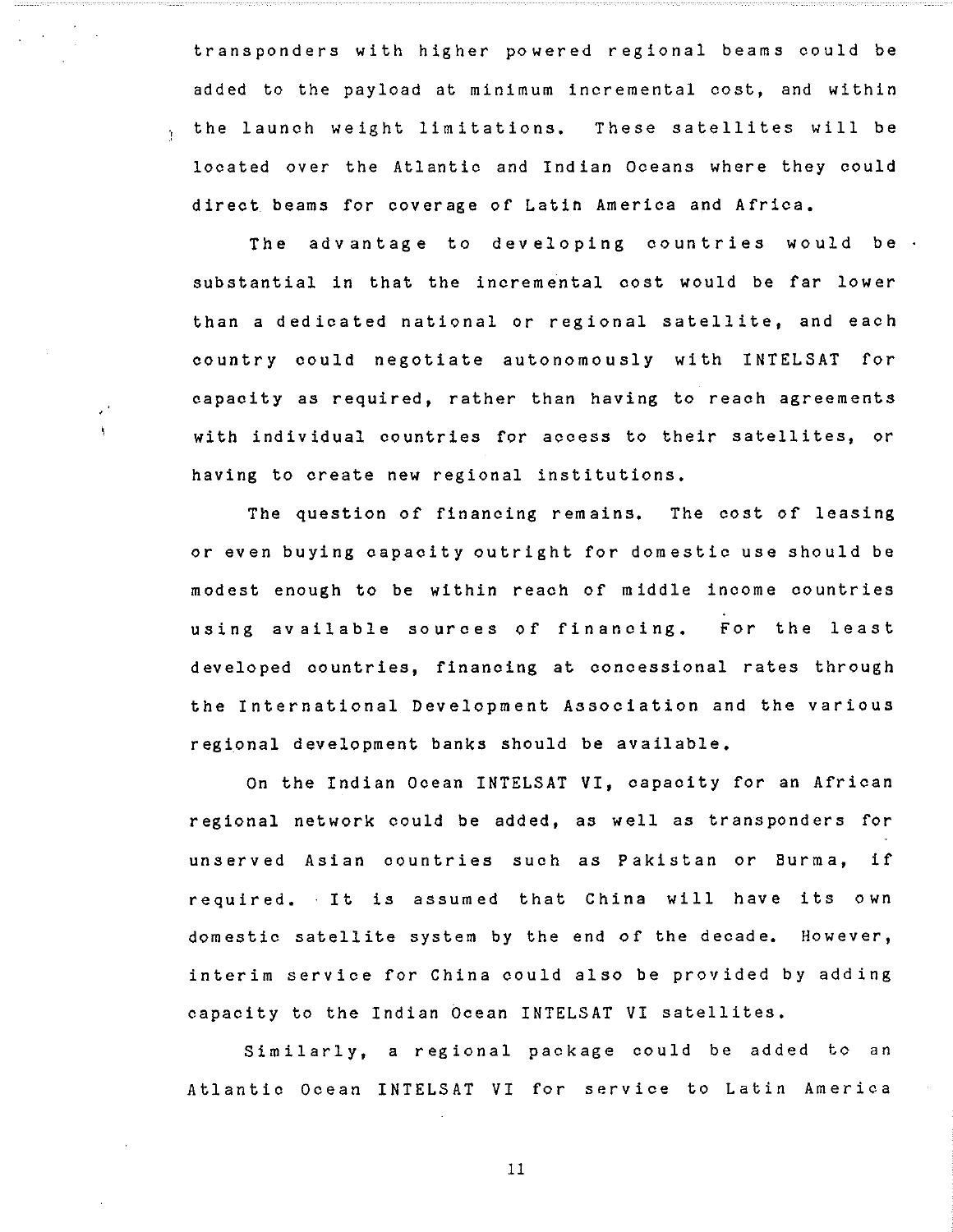transponders with higher powered regional beams could be added to the payload at minimum incremental cost, and within the launch weight limitations. These satellites will be located over the Atlantic and Indian Oceans where they could direct beams for coverage of Latin America and Africa.

The advantage to developing countries would be substantial in that the incremental cost would be far lower than a dedicated national or regional satellite, and each country could negotiate autonomously with INTELSAT for capacity as required, rather than having to reach agreements with individual countries for access to their satellites, or having to create new regional institutions.

The question of financing remains. The cost of leasing or even buying capacity outright for domestic use should be modest enough to be within reach of middle income countries using available sources of financing. For the least developed countries, financing at concessional rates through the International Development Association and the various regional development banks should be available.

On the Indian Ocean INTELSAT VI, capacity for an African regional network could be added, as well as transponders for unserved Asian countries such as Pakistan or Burma, if required. It is assumed that China will have its own domestic satellite system by the end of the decade. However, interim service for China could also be provided by adding capacity to the Indian Ocean INTELSAT VI satellites.

Similarly, a regional package could be added to an Atlantic Ocean INTELSAT VI for service to Latin America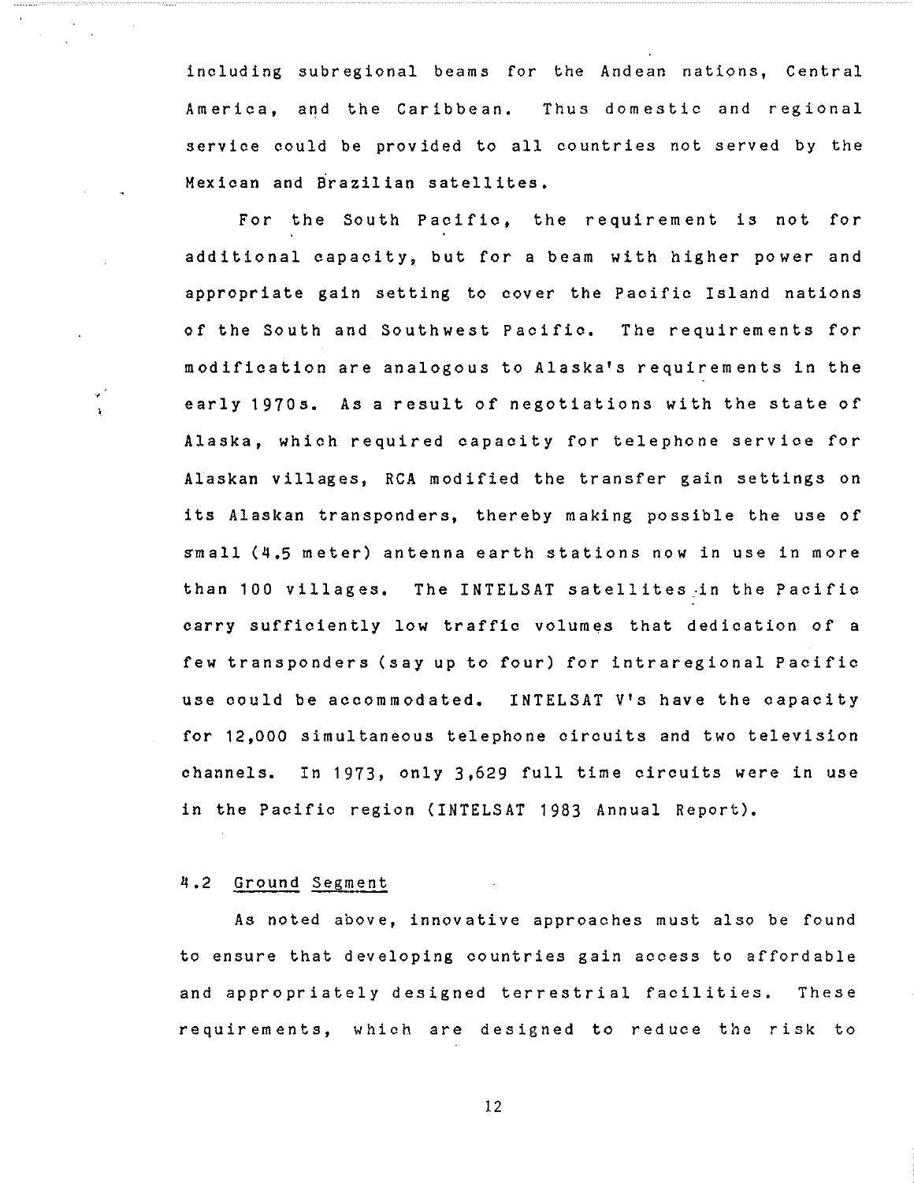including subregional beams for the Andean nations, Central America, and the Caribbean. Thus domestic and regional service could be provided to all countries not served by the Mexican and Brazilian satellites.

For the South Pacific, the requirement is not for additional capacity, but for a beam with higher power and appropriate gain setting to cover the Pacific Island nations of the South and Southwest Pacific. The requirements for modification are analogous to Alaska's requirements in the early 1970s. As a result of negotiations with the state of Alaska, which required capacity for telephone service for Alaskan villages, RCA modified the transfer gain settings on its Alaskan transponders, thereby making possible the use of small (4.5 meter) antenna earth stations now in use in more than 100 villages. The INTELSAT satellites in the Pacific carry sufficiently low traffic volumes that dedication of a few transponders (say up to four) for intraregional Pacific use could be accommodated. INTELSAT V's have the capacity for 12,000 simultaneous telephone circuits and two television channels. In 1973, only 3,629 full time circuits were in use in the Pacific region (INTELSAT 1983 Annual Report).

## 4.2 Ground Segment

As noted above, innovative approaches must also be found to ensure that developing countries gain access to affordable and appropriately designed terrestrial facilities. These requirements, which are designed to reduce the risk to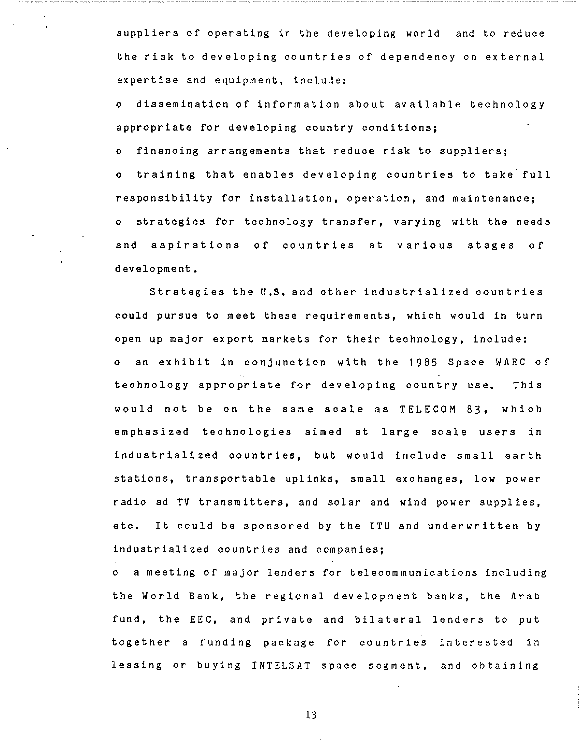suppliers of operating in the developing world and to reduce the risk to developing countries of dependency on external expertise and equipment, include:

- dissemination of information about available technology appropriate for developing country conditions;
- financing arrangements that reduce risk to suppliers;
- training that enables developing countries to take full responsibility for installation, operation, and maintenance;
- strategies for technology transfer, varying with the needs and aspirations of countries at various stages of development.

Strategies the U.S. and other industrialized countries could pursue to meet these requirements, which would in turn open up major export markets for their technology, include:

- an exhibit in conjunction with the 1985 Space WARC of technology appropriate for developing country use. This would not be on the same scale as TELECOM 83, which emphasized technologies aimed at large scale users in industrialized countries, but would include small earth stations, transportable uplinks, small exchanges, low power radio ad TV transmitters, and solar and wind power supplies, etc. It could be sponsored by the ITU and underwritten by industrialized countries and companies;
- a meeting of major lenders for telecommunications including the World Bank, the regional development banks, the Arab fund, the EEC, and private and bilateral lenders to put together a funding package for countries interested in leasing or buying INTELSAT space segment, and obtaining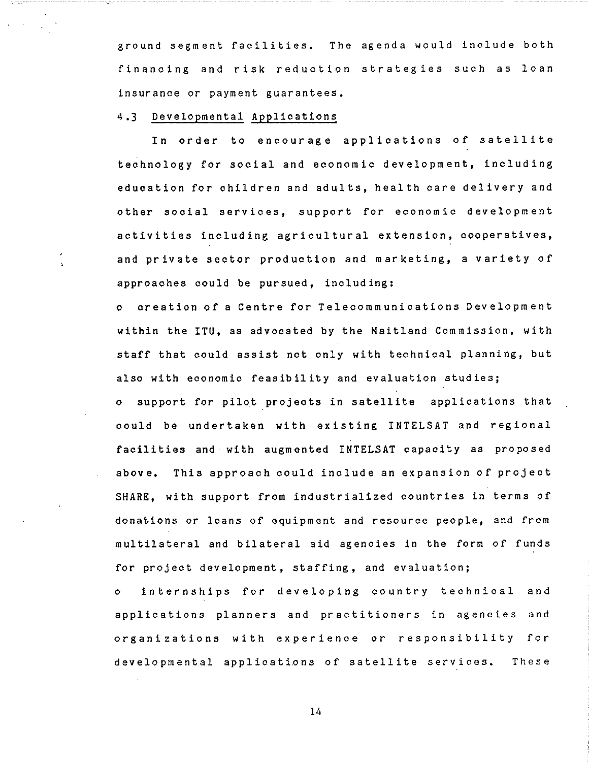ground segment facilities. The agenda would include both financing and risk reduction strategies such as loan insurance or payment guarantees.

4.3 Developmental Applications

In order to encourage applications of satellite technology for social and economic development, including education for children and adults, health care delivery and other social services, support for economic development activities including agricultural extension, cooperatives, and private sector production and marketing, a variety of approaches could be pursued, including:

- creation of a Centre for Telecommunications Development within the ITU, as advocated by the Maitland Commission, with staff that could assist not only with technical planning, but also with economic feasibility and evaluation studies;
- support for pilot projects in satellite applications that could be undertaken with existing INTELSAT and regional facilities and with augmented INTELSAT capacity as proposed above. This approach could include an expansion of project SHARE, with support from industrialized countries in terms of donations or loans of equipment and resource people, and from multilateral and bilateral aid agencies in the form of funds for project development, staffing, and evaluation;
- internships for developing country technical and applications planners and practitioners in agencies and organizations with experience or responsibility for developmental applications of satellite services. These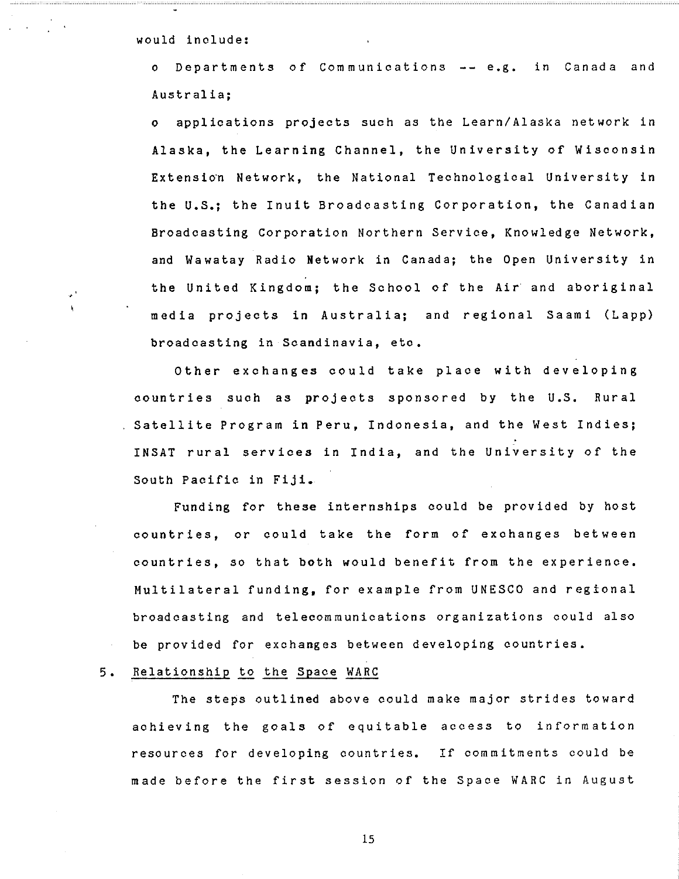would include:

- o Departments of Communications -- e.g. in Canada and Australia;
- o applications projects such as the Learn/Alaska network in Alaska, the Learning Channel, the University of Wisconsin Extension Network, the National Technological University in the U.S.; the Inuit Broadcasting Corporation, the Canadian Broadcasting Corporation Northern Service, Knowledge Network, and Wawatay Radio Network in Canada; the Open University in the United Kingdom; the School of the Air and aboriginal media projects in Australia; and regional Saami (Lapp) broadcasting in Scandinavia, etc.

Other exchanges could take place with developing countries such as projects sponsored by the U.S. Rural Satellite Program in Peru, Indonesia, and the West Indies; INSAT rural services in India, and the University of the South Pacific in Fiji.

Funding for these internships could be provided by host countries, or could take the form of exchanges between countries, so that both would benefit from the experience. Multilateral funding, for example from UNESCO and regional broadcasting and telecommunications organizations could also be provided for exchanges between developing countries.

## 5. Relationship to the Space WARC

The steps outlined above could make major strides toward achieving the goals of equitable access to information resources for developing countries. If commitments could be made before the first session of the Space WARC in August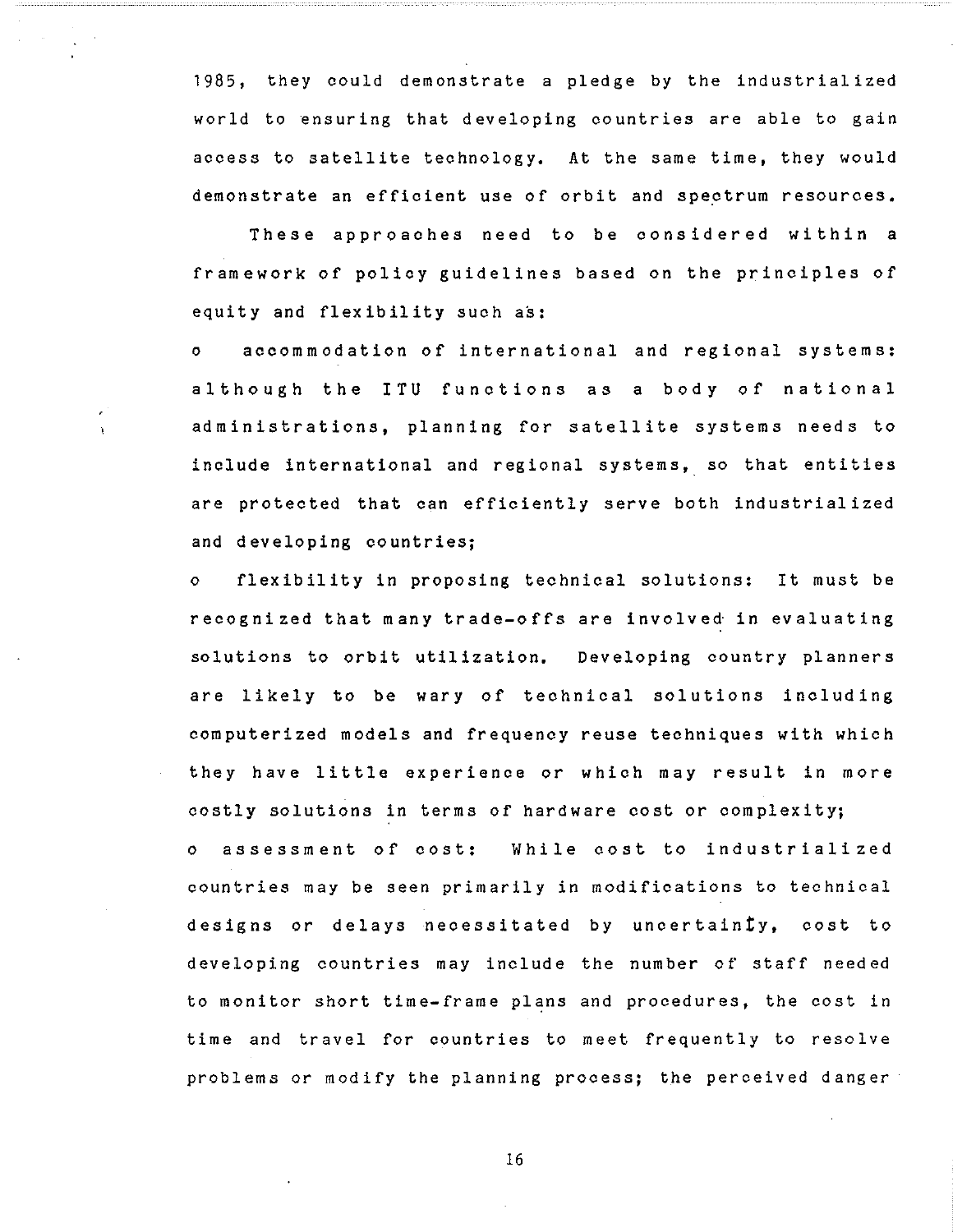1985, they could demonstrate a pledge by the industrialized world to ensuring that developing countries are able to gain access to satellite technology. At the same time, they would demonstrate an efficient use of orbit and spectrum resources.

These approaches need to be considered within a framework of policy guidelines based on the principles of equity and flexibility such as:

- accommodation of international and regional systems: although the ITU functions as a body of national administrations, planning for satellite systems needs to include international and regional systems, so that entities are protected that can efficiently serve both industrialized and developing countries;
- flexibility in proposing technical solutions: It must be recognized that many trade-offs are involved in evaluating solutions to orbit utilization. Developing country planners are likely to be wary of technical solutions including computerized models and frequency reuse techniques with which they have little experience or which may result in more costly solutions in terms of hardware cost or complexity;
- assessment of cost: While cost to industrialized countries may be seen primarily in modifications to technical designs or delays necessitated by uncertainty, cost to developing countries may include the number of staff needed to monitor short time-frame plans and procedures, the cost in time and travel for countries to meet frequently to resolve problems or modify the planning process; the perceived danger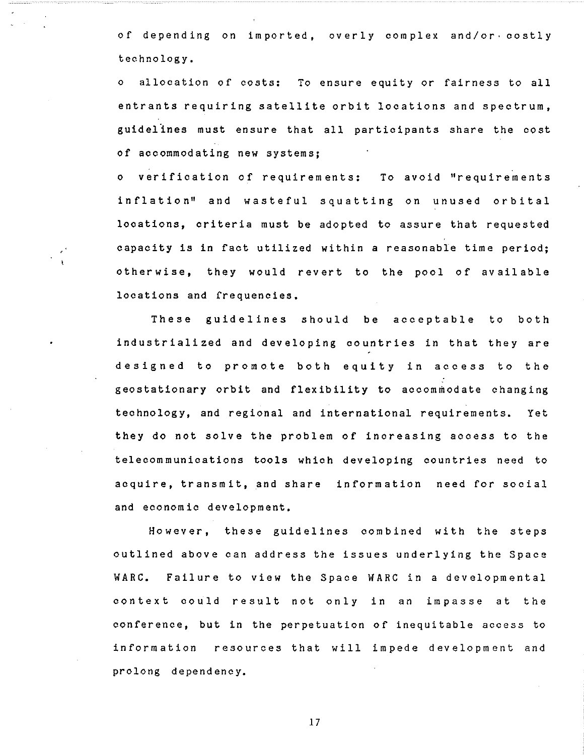of depending on imported, overly complex and/or costly technology.

o allocation of costs: To ensure equity or fairness to all entrants requiring satellite orbit locations and spectrum, guidelines must ensure that all participants share the cost of accommodating new systems;

o verification of requirements: To avoid "requirements inflation" and wasteful squatting on unused orbital locations, criteria must be adopted to assure that requested capacity is in fact utilized within a reasonable time period; otherwise, they would revert to the pool of available locations and frequencies.

These guidelines should be acceptable to both industrialized and developing countries in that they are designed to promote both equity in access to the geostationary orbit and flexibility to accommodate changing technology, and regional and international requirements. Yet they do not solve the problem of increasing access to the telecommunications tools which developing countries need to acquire, transmit, and share information need for social and economic development.

However, these guidelines combined with the steps outlined above can address the issues underlying the Space WARC. Failure to view the Space WARC in a developmental context could result not only in an impasse at the conference, but in the perpetuation of inequitable access to information resources that will impede development and prolong dependency.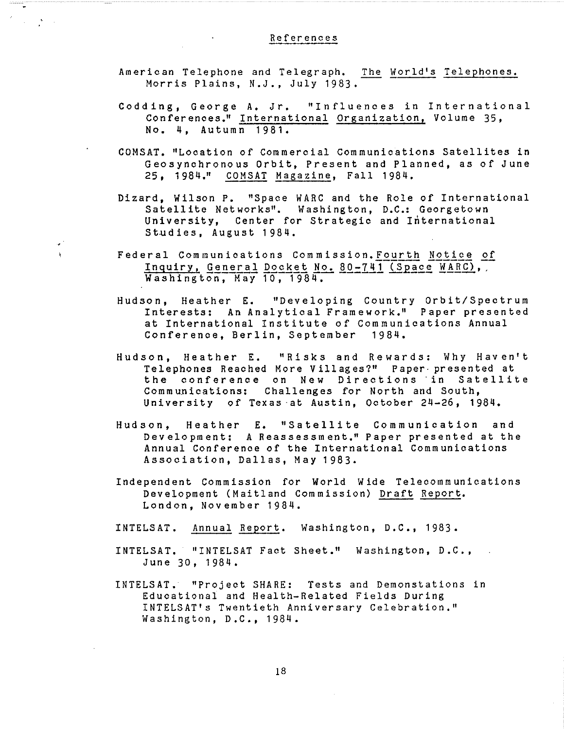## References

American Telephone and Telegraph. The World's Telephones. Morris Plains, N.J., July 1983.

Codding, George A. Jr. "Influences in International Conferences." International Organization, Volume 35, No. 4, Autumn 1981.

COMSAT. "Location of Commercial Communications Satellites in Geosynchronous Orbit, Present and Planned, as of June 25, 1984." COMSAT Magazine, Fall 1984.

Dizard, Wilson P. "Space WARC and the Role of International Satellite Networks". Washington, D.C.: Georgetown University, Center for Strategic and International Studies, August 1984.

Federal Communications Commission. Fourth Notice of Inquiry, General Docket No. 80-741 (Space WARC), Washington, May 10, 1984.

Hudson, Heather E. "Developing Country Orbit/Spectrum Interests: An Analytical Framework." Paper presented at International Institute of Communications Annual Conference, Berlin, September 1984.

Hudson, Heather E. "Risks and Rewards: Why Haven't Telephones Reached More Villages?" Paper presented at the conference on New Directions in Satellite Communications: Challenges for North and South, University of Texas at Austin, October 24-26, 1984.

Hudson, Heather E. "Satellite Communication and Development: A Reassessment." Paper presented at the Annual Conference of the International Communications Association, Dallas, May 1983.

Independent Commission for World Wide Telecommunications Development (Maitland Commission) Draft Report. London, November 1984.

INTELSAT. Annual Report. Washington, D.C., 1983.

INTELSAT. "INTELSAT Fact Sheet." Washington, D.C., June 30, 1984.

INTELSAT. "Project SHARE: Tests and Demonstations in Educational and Health-Related Fields During INTELSAT's Twentieth Anniversary Celebration." Washington, D.C., 1984.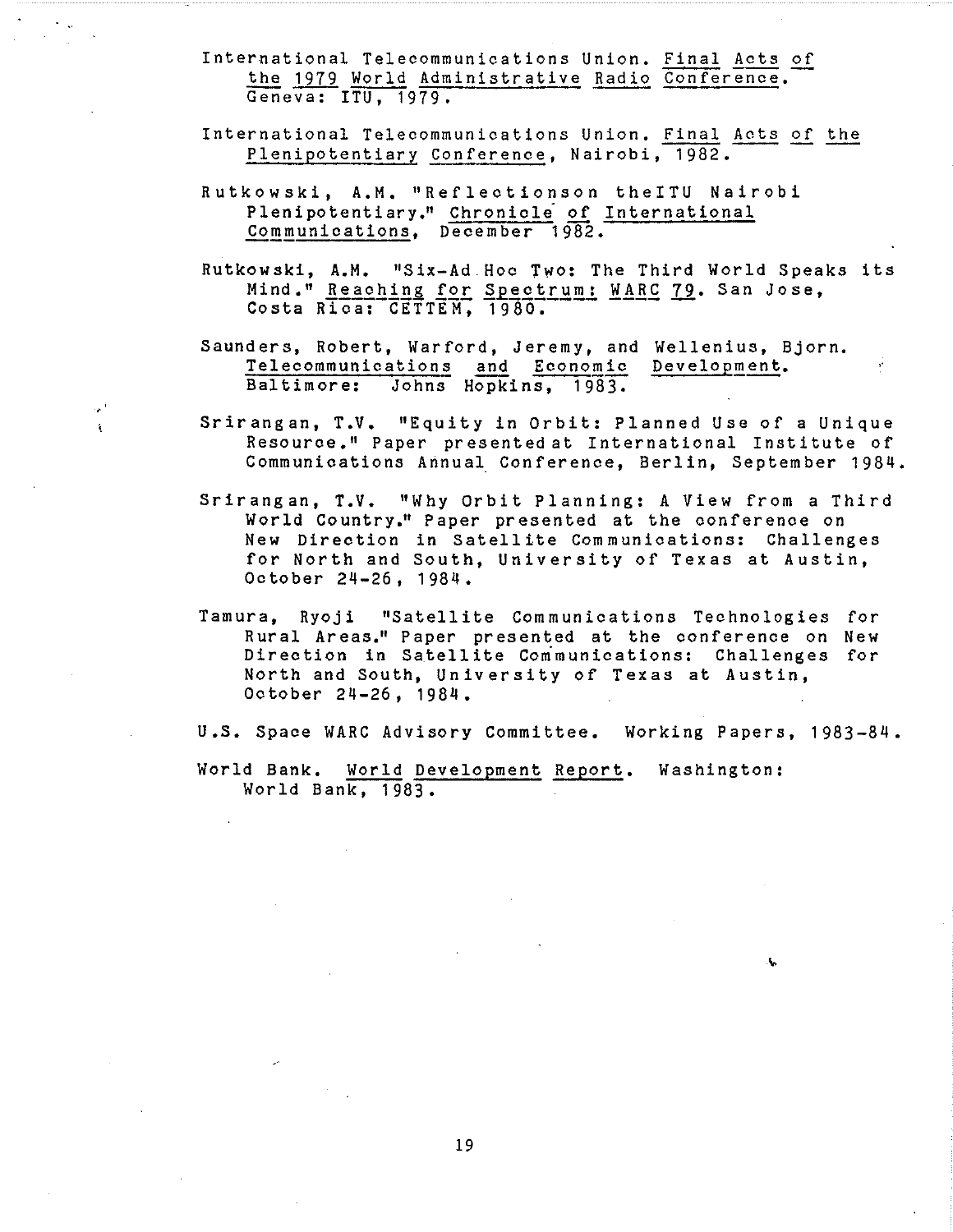International Telecommunications Union. Final Acts of the 1979 World Administrative Radio Conference. Geneva: ITU, 1979.

International Telecommunications Union. Final Acts of the Plenipotentiary Conference, Nairobi, 1982.

Rutkowski, A.M. "Reflectionson theITU Nairobi Plenipotentiary." Chronicle of International Communications, December 1982.

Rutkowski, A.M. "Six-Ad Hoc Two: The Third World Speaks its Mind." Reaching for Spectrum: WARC 79. San Jose, Costa Rica: CETTEM, 1980.

Saunders, Robert, Warford, Jeremy, and Wellenius, Bjorn. Telecommunications and Economic Development. Baltimore: Johns Hopkins, 1983.

Srirangan, T.V. "Equity in Orbit: Planned Use of a Unique Resource." Paper presented at International Institute of Communications Annual Conference, Berlin, September 1984.

Srirangan, T.V. "Why Orbit Planning: A View from a Third World Country." Paper presented at the conference on New Direction in Satellite Communications: Challenges for North and South, University of Texas at Austin, October 24-26, 1984.

Tamura, Ryoji "Satellite Communications Technologies for Rural Areas." Paper presented at the conference on New Direction in Satellite Communications: Challenges for North and South, University of Texas at Austin, October 24-26, 1984.

U.S. Space WARC Advisory Committee. Working Papers, 1983-84.

World Bank. World Development Report. Washington: World Bank, 1983.